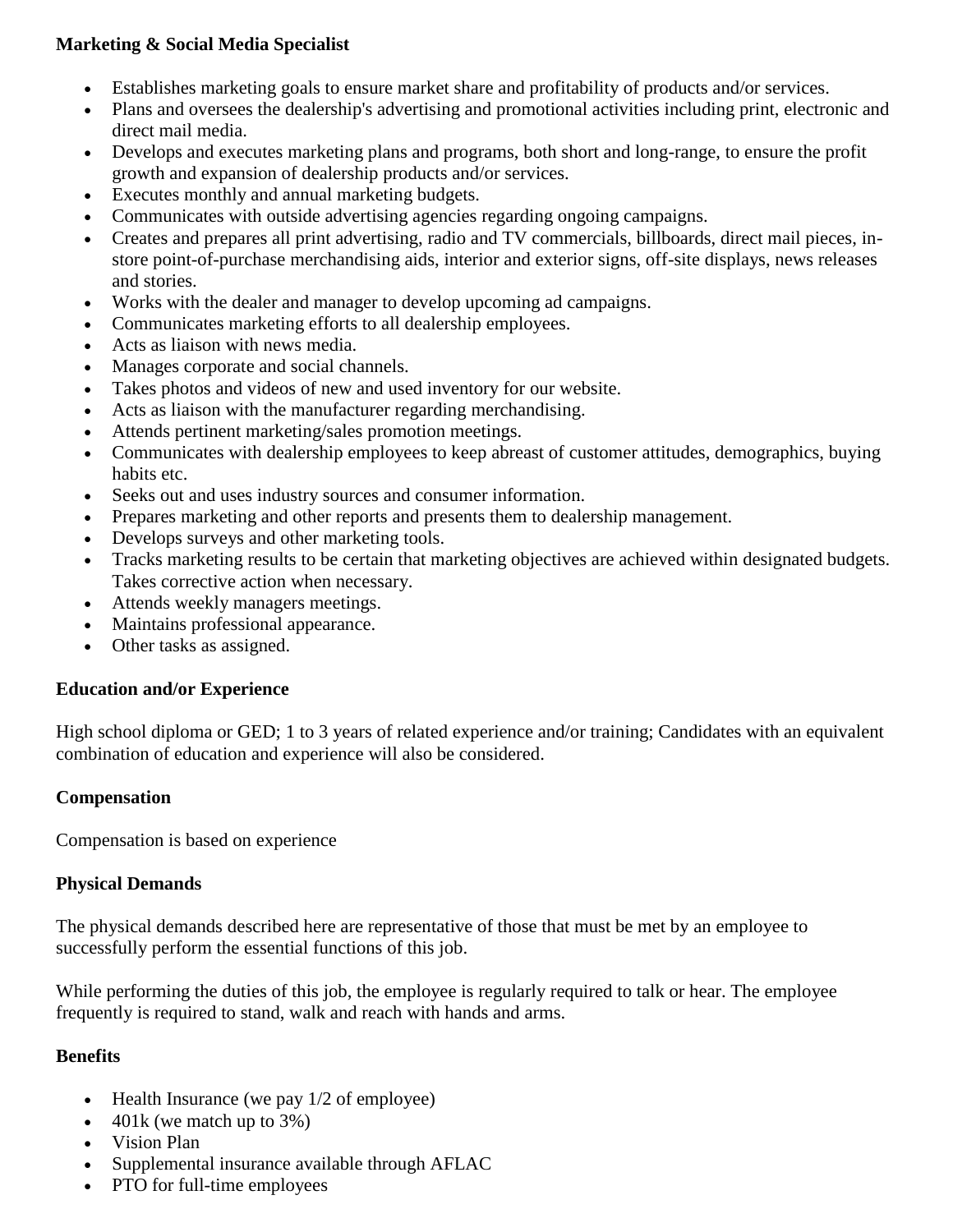**Marketing & Social Media Specialist**

- Establishes marketing goals to ensure market share and profitability of products and/or services.
- Plans and oversees the dealership's advertising and promotional activities including print, electronic and direct mail media.
- Develops and executes marketing plans and programs, both short and long-range, to ensure the profit growth and expansion of dealership products and/or services.
- Executes monthly and annual marketing budgets.
- Communicates with outside advertising agencies regarding ongoing campaigns.
- Creates and prepares all print advertising, radio and TV commercials, billboards, direct mail pieces, in-store point-of-purchase merchandising aids, interior and exterior signs, off-site displays, news releases and stories.
- Works with the dealer and manager to develop upcoming ad campaigns.
- Communicates marketing efforts to all dealership employees.
- Acts as liaison with news media.
- Manages corporate and social channels.
- Takes photos and videos of new and used inventory for our website.
- Acts as liaison with the manufacturer regarding merchandising.
- Attends pertinent marketing/sales promotion meetings.
- Communicates with dealership employees to keep abreast of customer attitudes, demographics, buying habits etc.
- Seeks out and uses industry sources and consumer information.
- Prepares marketing and other reports and presents them to dealership management.
- Develops surveys and other marketing tools.
- Tracks marketing results to be certain that marketing objectives are achieved within designated budgets. Takes corrective action when necessary.
- Attends weekly managers meetings.
- Maintains professional appearance.
- Other tasks as assigned.

**Education and/or Experience**

High school diploma or GED; 1 to 3 years of related experience and/or training; Candidates with an equivalent combination of education and experience will also be considered.

**Compensation**

Compensation is based on experience

**Physical Demands**

The physical demands described here are representative of those that must be met by an employee to successfully perform the essential functions of this job.

While performing the duties of this job, the employee is regularly required to talk or hear. The employee frequently is required to stand, walk and reach with hands and arms.

**Benefits**

- Health Insurance (we pay 1/2 of employee)
- 401k (we match up to 3%)
- Vision Plan
- Supplemental insurance available through AFLAC
- PTO for full-time employees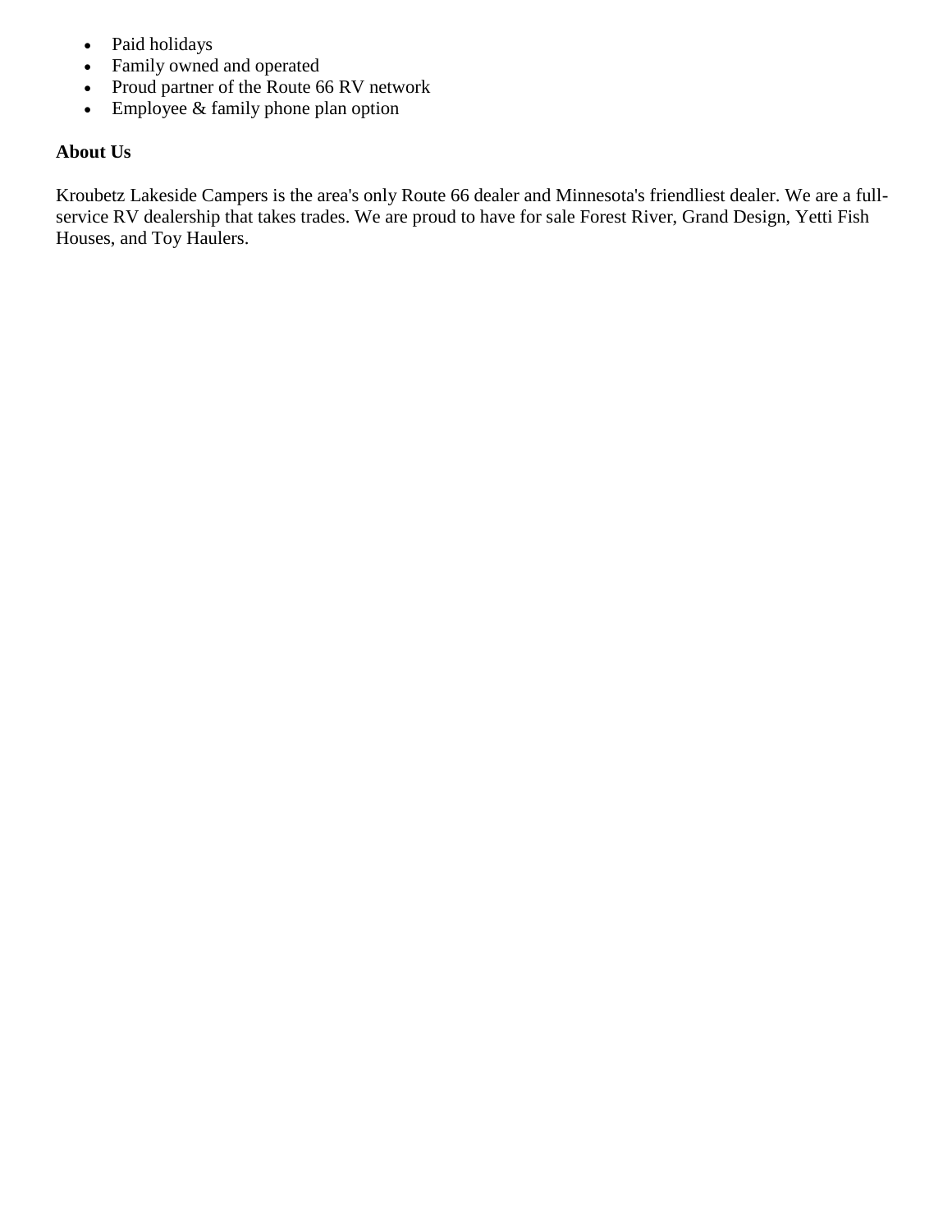- Paid holidays
- Family owned and operated
- Proud partner of the Route 66 RV network
- Employee & family phone plan option

**About Us**

Kroubetz Lakeside Campers is the area's only Route 66 dealer and Minnesota's friendliest dealer. We are a full-service RV dealership that takes trades. We are proud to have for sale Forest River, Grand Design, Yetti Fish Houses, and Toy Haulers.